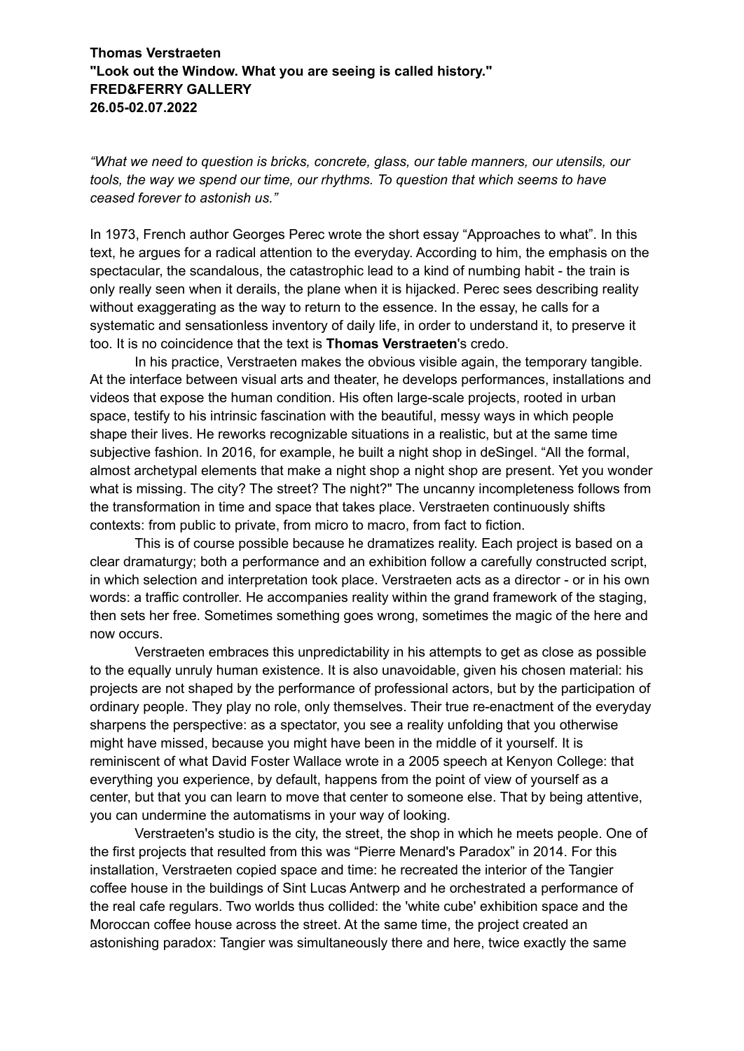**Thomas Verstraeten**
**"Look out the Window. What you are seeing is called history."**
**FRED&FERRY GALLERY**
**26.05-02.07.2022**

*"What we need to question is bricks, concrete, glass, our table manners, our utensils, our tools, the way we spend our time, our rhythms. To question that which seems to have ceased forever to astonish us."*

In 1973, French author Georges Perec wrote the short essay "Approaches to what". In this text, he argues for a radical attention to the everyday. According to him, the emphasis on the spectacular, the scandalous, the catastrophic lead to a kind of numbing habit - the train is only really seen when it derails, the plane when it is hijacked. Perec sees describing reality without exaggerating as the way to return to the essence. In the essay, he calls for a systematic and sensationless inventory of daily life, in order to understand it, to preserve it too. It is no coincidence that the text is **Thomas Verstraeten**'s credo.

In his practice, Verstraeten makes the obvious visible again, the temporary tangible. At the interface between visual arts and theater, he develops performances, installations and videos that expose the human condition. His often large-scale projects, rooted in urban space, testify to his intrinsic fascination with the beautiful, messy ways in which people shape their lives. He reworks recognizable situations in a realistic, but at the same time subjective fashion. In 2016, for example, he built a night shop in deSingel. "All the formal, almost archetypal elements that make a night shop a night shop are present. Yet you wonder what is missing. The city? The street? The night?" The uncanny incompleteness follows from the transformation in time and space that takes place. Verstraeten continuously shifts contexts: from public to private, from micro to macro, from fact to fiction.

This is of course possible because he dramatizes reality. Each project is based on a clear dramaturgy; both a performance and an exhibition follow a carefully constructed script, in which selection and interpretation took place. Verstraeten acts as a director - or in his own words: a traffic controller. He accompanies reality within the grand framework of the staging, then sets her free. Sometimes something goes wrong, sometimes the magic of the here and now occurs.

Verstraeten embraces this unpredictability in his attempts to get as close as possible to the equally unruly human existence. It is also unavoidable, given his chosen material: his projects are not shaped by the performance of professional actors, but by the participation of ordinary people. They play no role, only themselves. Their true re-enactment of the everyday sharpens the perspective: as a spectator, you see a reality unfolding that you otherwise might have missed, because you might have been in the middle of it yourself. It is reminiscent of what David Foster Wallace wrote in a 2005 speech at Kenyon College: that everything you experience, by default, happens from the point of view of yourself as a center, but that you can learn to move that center to someone else. That by being attentive, you can undermine the automatisms in your way of looking.

Verstraeten's studio is the city, the street, the shop in which he meets people. One of the first projects that resulted from this was "Pierre Menard's Paradox" in 2014. For this installation, Verstraeten copied space and time: he recreated the interior of the Tangier coffee house in the buildings of Sint Lucas Antwerp and he orchestrated a performance of the real cafe regulars. Two worlds thus collided: the 'white cube' exhibition space and the Moroccan coffee house across the street. At the same time, the project created an astonishing paradox: Tangier was simultaneously there and here, twice exactly the same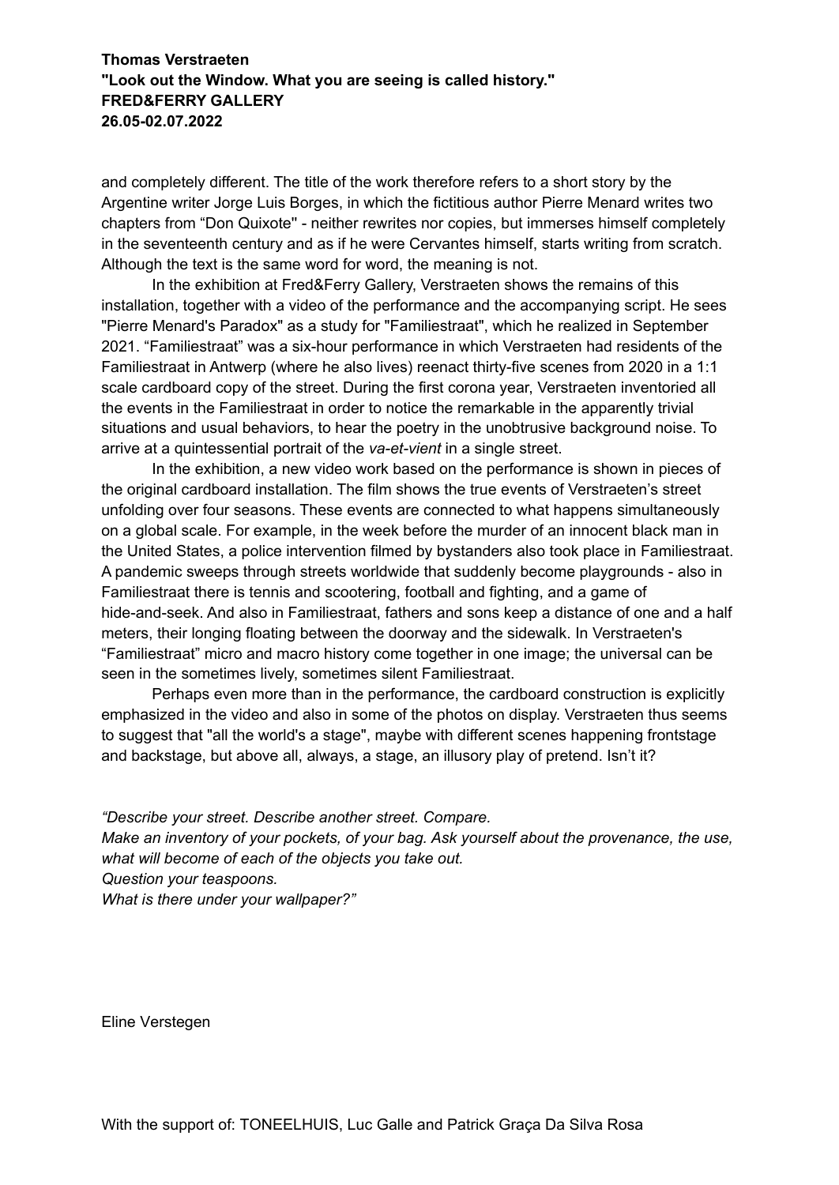**Thomas Verstraeten**
**"Look out the Window. What you are seeing is called history."**
**FRED&FERRY GALLERY**
**26.05-02.07.2022**

and completely different. The title of the work therefore refers to a short story by the Argentine writer Jorge Luis Borges, in which the fictitious author Pierre Menard writes two chapters from “Don Quixote'' - neither rewrites nor copies, but immerses himself completely in the seventeenth century and as if he were Cervantes himself, starts writing from scratch. Although the text is the same word for word, the meaning is not.

In the exhibition at Fred&Ferry Gallery, Verstraeten shows the remains of this installation, together with a video of the performance and the accompanying script. He sees "Pierre Menard's Paradox" as a study for "Familiestraat", which he realized in September 2021. “Familiestraat” was a six-hour performance in which Verstraeten had residents of the Familiestraat in Antwerp (where he also lives) reenact thirty-five scenes from 2020 in a 1:1 scale cardboard copy of the street. During the first corona year, Verstraeten inventoried all the events in the Familiestraat in order to notice the remarkable in the apparently trivial situations and usual behaviors, to hear the poetry in the unobtrusive background noise. To arrive at a quintessential portrait of the *va-et-vient* in a single street.

In the exhibition, a new video work based on the performance is shown in pieces of the original cardboard installation. The film shows the true events of Verstraeten’s street unfolding over four seasons. These events are connected to what happens simultaneously on a global scale. For example, in the week before the murder of an innocent black man in the United States, a police intervention filmed by bystanders also took place in Familiestraat. A pandemic sweeps through streets worldwide that suddenly become playgrounds - also in Familiestraat there is tennis and scootering, football and fighting, and a game of hide-and-seek. And also in Familiestraat, fathers and sons keep a distance of one and a half meters, their longing floating between the doorway and the sidewalk. In Verstraeten's “Familiestraat” micro and macro history come together in one image; the universal can be seen in the sometimes lively, sometimes silent Familiestraat.

Perhaps even more than in the performance, the cardboard construction is explicitly emphasized in the video and also in some of the photos on display. Verstraeten thus seems to suggest that "all the world's a stage", maybe with different scenes happening frontstage and backstage, but above all, always, a stage, an illusory play of pretend. Isn’t it?

*“Describe your street. Describe another street. Compare.*
*Make an inventory of your pockets, of your bag. Ask yourself about the provenance, the use, what will become of each of the objects you take out.*
*Question your teaspoons.*
*What is there under your wallpaper?”*

Eline Verstegen

With the support of: TONEELHUIS, Luc Galle and Patrick Graça Da Silva Rosa